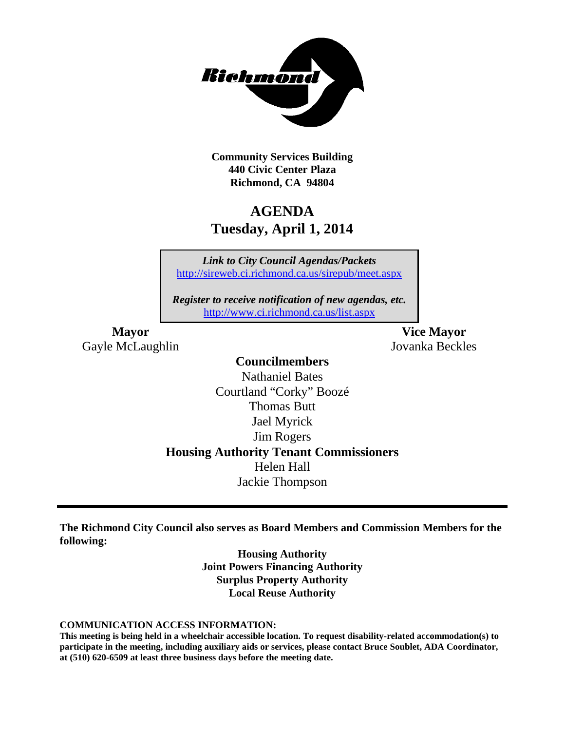**Community Services Building**
**440 Civic Center Plaza**
**Richmond, CA 94804**

# AGENDA
## Tuesday, April 1, 2014

*Link to City Council Agendas/Packets*
http://sireweb.ci.richmond.ca.us/sirepub/meet.aspx

*Register to receive notification of new agendas, etc.*
http://www.ci.richmond.ca.us/list.aspx

**Mayor**
Gayle McLaughlin

**Vice Mayor**
Jovanka Beckles

**Councilmembers**
Nathaniel Bates
Courtland "Corky" Boozé
Thomas Butt
Jael Myrick
Jim Rogers

**Housing Authority Tenant Commissioners**
Helen Hall
Jackie Thompson

---

**The Richmond City Council also serves as Board Members and Commission Members for the following:**

**Housing Authority**
**Joint Powers Financing Authority**
**Surplus Property Authority**
**Local Reuse Authority**

**COMMUNICATION ACCESS INFORMATION:**
**This meeting is being held in a wheelchair accessible location. To request disability-related accommodation(s) to participate in the meeting, including auxiliary aids or services, please contact Bruce Soublet, ADA Coordinator, at (510) 620-6509 at least three business days before the meeting date.**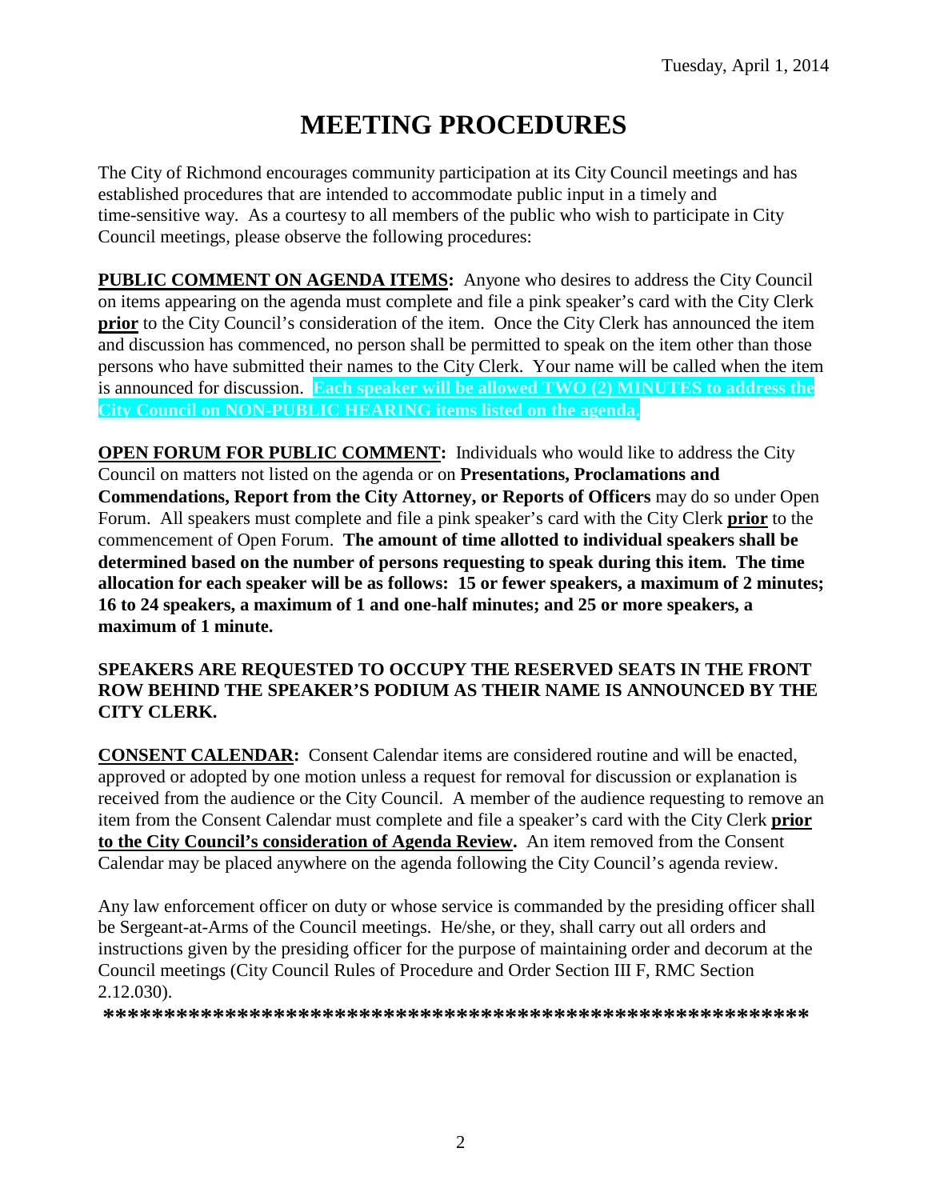Tuesday, April 1, 2014

# MEETING PROCEDURES

The City of Richmond encourages community participation at its City Council meetings and has established procedures that are intended to accommodate public input in a timely and time-sensitive way. As a courtesy to all members of the public who wish to participate in City Council meetings, please observe the following procedures:

**PUBLIC COMMENT ON AGENDA ITEMS:** Anyone who desires to address the City Council on items appearing on the agenda must complete and file a pink speaker's card with the City Clerk **prior** to the City Council's consideration of the item. Once the City Clerk has announced the item and discussion has commenced, no person shall be permitted to speak on the item other than those persons who have submitted their names to the City Clerk. Your name will be called when the item is announced for discussion. **Each speaker will be allowed TWO (2) MINUTES to address the City Council on NON-PUBLIC HEARING items listed on the agenda.**

**OPEN FORUM FOR PUBLIC COMMENT:** Individuals who would like to address the City Council on matters not listed on the agenda or on **Presentations, Proclamations and Commendations, Report from the City Attorney, or Reports of Officers** may do so under Open Forum. All speakers must complete and file a pink speaker's card with the City Clerk **prior** to the commencement of Open Forum. **The amount of time allotted to individual speakers shall be determined based on the number of persons requesting to speak during this item. The time allocation for each speaker will be as follows: 15 or fewer speakers, a maximum of 2 minutes; 16 to 24 speakers, a maximum of 1 and one-half minutes; and 25 or more speakers, a maximum of 1 minute.**

**SPEAKERS ARE REQUESTED TO OCCUPY THE RESERVED SEATS IN THE FRONT ROW BEHIND THE SPEAKER'S PODIUM AS THEIR NAME IS ANNOUNCED BY THE CITY CLERK.**

**CONSENT CALENDAR:** Consent Calendar items are considered routine and will be enacted, approved or adopted by one motion unless a request for removal for discussion or explanation is received from the audience or the City Council. A member of the audience requesting to remove an item from the Consent Calendar must complete and file a speaker's card with the City Clerk **prior to the City Council's consideration of Agenda Review.** An item removed from the Consent Calendar may be placed anywhere on the agenda following the City Council's agenda review.

Any law enforcement officer on duty or whose service is commanded by the presiding officer shall be Sergeant-at-Arms of the Council meetings. He/she, or they, shall carry out all orders and instructions given by the presiding officer for the purpose of maintaining order and decorum at the Council meetings (City Council Rules of Procedure and Order Section III F, RMC Section 2.12.030).

**\*\*\*\*\*\*\*\*\*\*\*\*\*\*\*\*\*\*\*\*\*\*\*\*\*\*\*\*\*\*\*\*\*\*\*\*\*\*\*\*\*\*\*\*\*\*\*\*\*\*\*\*\*\*\*\*\*\*\*\*\*\***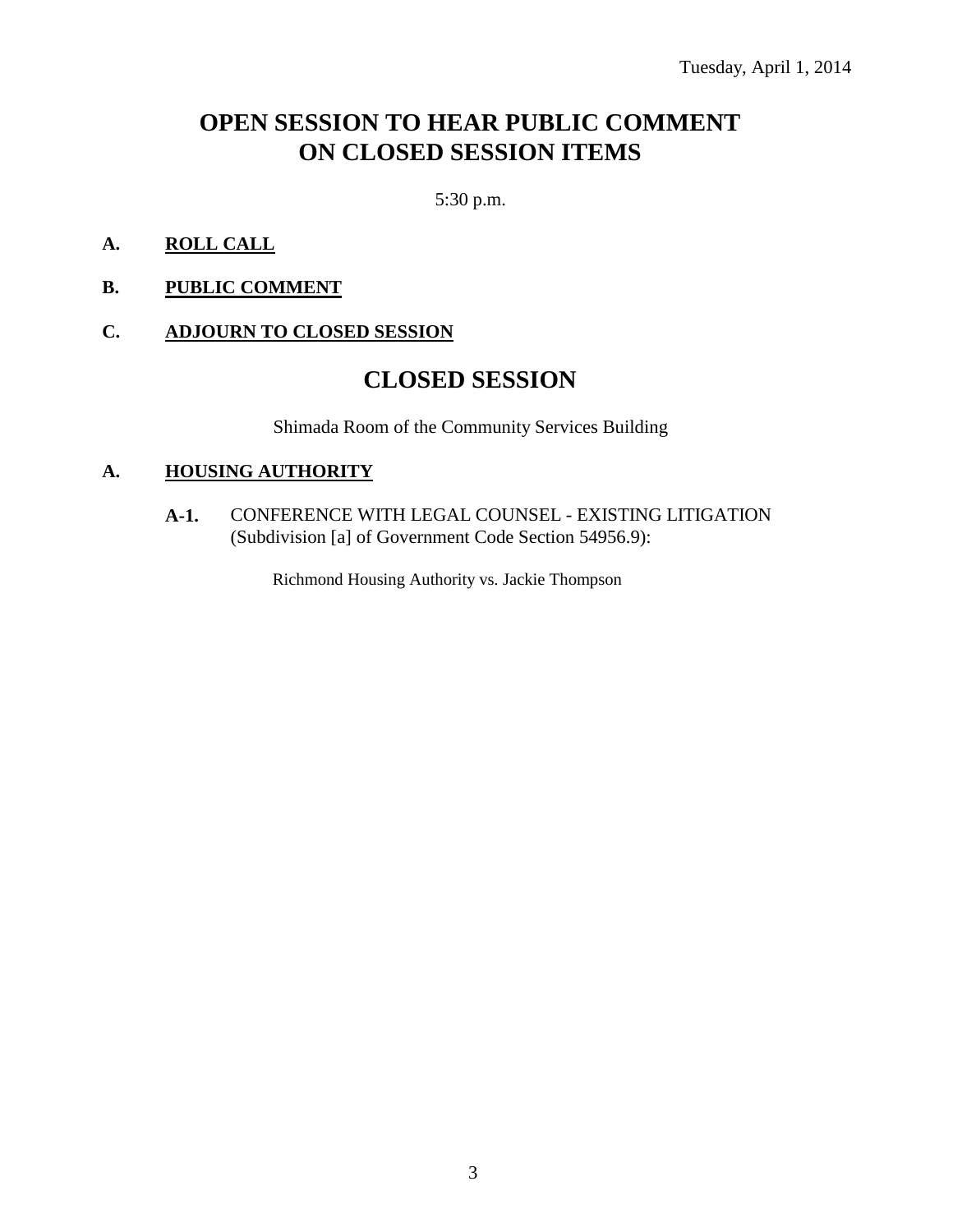Tuesday, April 1, 2014

# OPEN SESSION TO HEAR PUBLIC COMMENT ON CLOSED SESSION ITEMS

5:30 p.m.

**A. ROLL CALL**

**B. PUBLIC COMMENT**

**C. ADJOURN TO CLOSED SESSION**

# CLOSED SESSION

Shimada Room of the Community Services Building

**A. HOUSING AUTHORITY**

**A-1.** CONFERENCE WITH LEGAL COUNSEL - EXISTING LITIGATION (Subdivision [a] of Government Code Section 54956.9):

Richmond Housing Authority vs. Jackie Thompson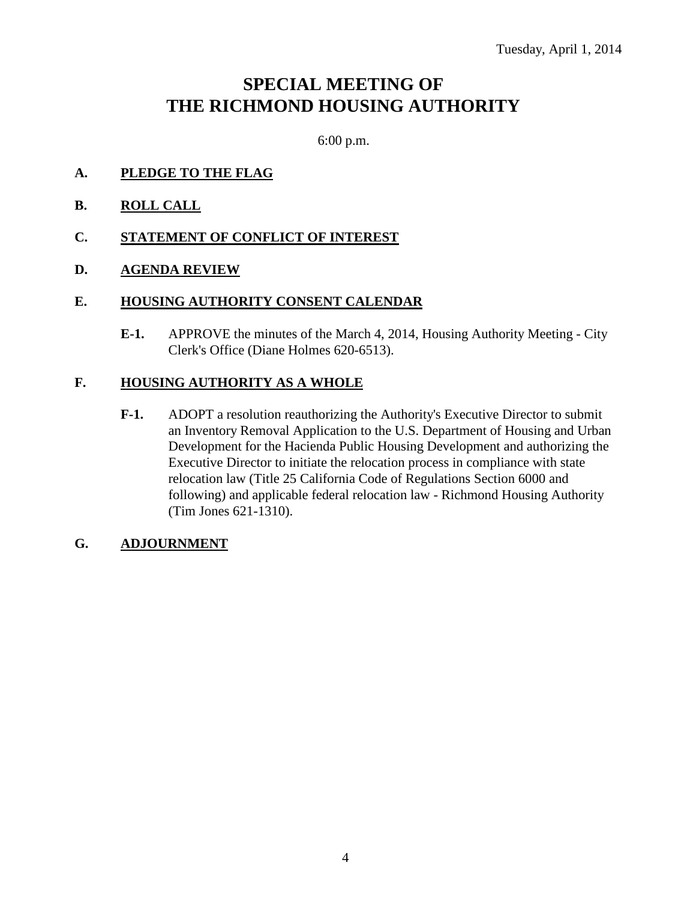Tuesday, April 1, 2014

# SPECIAL MEETING OF THE RICHMOND HOUSING AUTHORITY

6:00 p.m.

**A. PLEDGE TO THE FLAG**

**B. ROLL CALL**

**C. STATEMENT OF CONFLICT OF INTEREST**

**D. AGENDA REVIEW**

**E. HOUSING AUTHORITY CONSENT CALENDAR**

**E-1.** APPROVE the minutes of the March 4, 2014, Housing Authority Meeting - City Clerk's Office (Diane Holmes 620-6513).

**F. HOUSING AUTHORITY AS A WHOLE**

**F-1.** ADOPT a resolution reauthorizing the Authority's Executive Director to submit an Inventory Removal Application to the U.S. Department of Housing and Urban Development for the Hacienda Public Housing Development and authorizing the Executive Director to initiate the relocation process in compliance with state relocation law (Title 25 California Code of Regulations Section 6000 and following) and applicable federal relocation law - Richmond Housing Authority (Tim Jones 621-1310).

**G. ADJOURNMENT**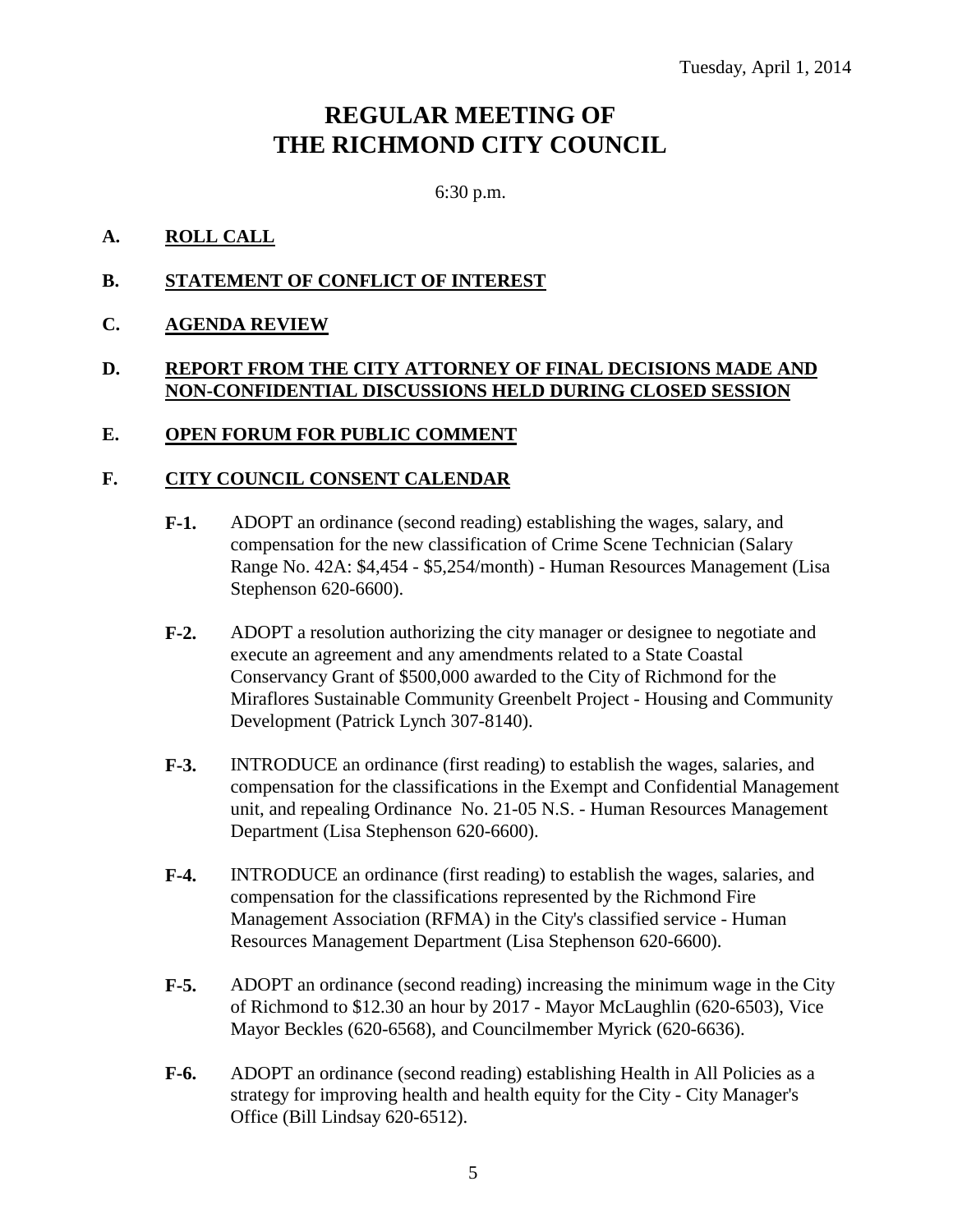Tuesday, April 1, 2014

# REGULAR MEETING OF THE RICHMOND CITY COUNCIL

6:30 p.m.

**A. ROLL CALL**

**B. STATEMENT OF CONFLICT OF INTEREST**

**C. AGENDA REVIEW**

**D. REPORT FROM THE CITY ATTORNEY OF FINAL DECISIONS MADE AND NON-CONFIDENTIAL DISCUSSIONS HELD DURING CLOSED SESSION**

**E. OPEN FORUM FOR PUBLIC COMMENT**

**F. CITY COUNCIL CONSENT CALENDAR**

**F-1.** ADOPT an ordinance (second reading) establishing the wages, salary, and compensation for the new classification of Crime Scene Technician (Salary Range No. 42A: $4,454 - $5,254/month) - Human Resources Management (Lisa Stephenson 620-6600).

**F-2.** ADOPT a resolution authorizing the city manager or designee to negotiate and execute an agreement and any amendments related to a State Coastal Conservancy Grant of $500,000 awarded to the City of Richmond for the Miraflores Sustainable Community Greenbelt Project - Housing and Community Development (Patrick Lynch 307-8140).

**F-3.** INTRODUCE an ordinance (first reading) to establish the wages, salaries, and compensation for the classifications in the Exempt and Confidential Management unit, and repealing Ordinance No. 21-05 N.S. - Human Resources Management Department (Lisa Stephenson 620-6600).

**F-4.** INTRODUCE an ordinance (first reading) to establish the wages, salaries, and compensation for the classifications represented by the Richmond Fire Management Association (RFMA) in the City's classified service - Human Resources Management Department (Lisa Stephenson 620-6600).

**F-5.** ADOPT an ordinance (second reading) increasing the minimum wage in the City of Richmond to $12.30 an hour by 2017 - Mayor McLaughlin (620-6503), Vice Mayor Beckles (620-6568), and Councilmember Myrick (620-6636).

**F-6.** ADOPT an ordinance (second reading) establishing Health in All Policies as a strategy for improving health and health equity for the City - City Manager's Office (Bill Lindsay 620-6512).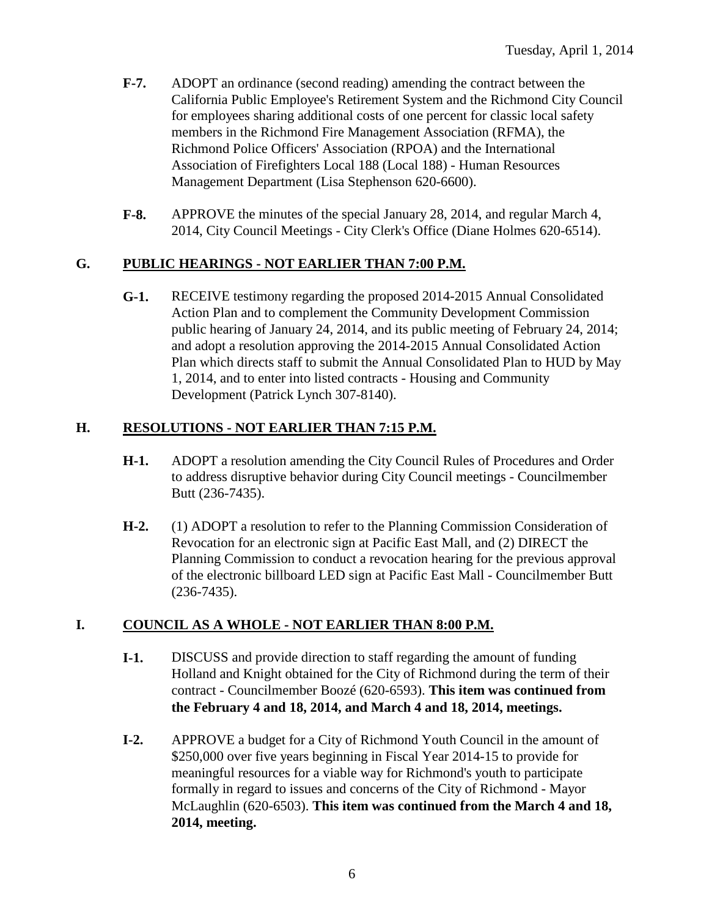**F-7.** ADOPT an ordinance (second reading) amending the contract between the California Public Employee's Retirement System and the Richmond City Council for employees sharing additional costs of one percent for classic local safety members in the Richmond Fire Management Association (RFMA), the Richmond Police Officers' Association (RPOA) and the International Association of Firefighters Local 188 (Local 188) - Human Resources Management Department (Lisa Stephenson 620-6600).

**F-8.** APPROVE the minutes of the special January 28, 2014, and regular March 4, 2014, City Council Meetings - City Clerk's Office (Diane Holmes 620-6514).

## G. PUBLIC HEARINGS - NOT EARLIER THAN 7:00 P.M.

**G-1.** RECEIVE testimony regarding the proposed 2014-2015 Annual Consolidated Action Plan and to complement the Community Development Commission public hearing of January 24, 2014, and its public meeting of February 24, 2014; and adopt a resolution approving the 2014-2015 Annual Consolidated Action Plan which directs staff to submit the Annual Consolidated Plan to HUD by May 1, 2014, and to enter into listed contracts - Housing and Community Development (Patrick Lynch 307-8140).

## H. RESOLUTIONS - NOT EARLIER THAN 7:15 P.M.

**H-1.** ADOPT a resolution amending the City Council Rules of Procedures and Order to address disruptive behavior during City Council meetings - Councilmember Butt (236-7435).

**H-2.** (1) ADOPT a resolution to refer to the Planning Commission Consideration of Revocation for an electronic sign at Pacific East Mall, and (2) DIRECT the Planning Commission to conduct a revocation hearing for the previous approval of the electronic billboard LED sign at Pacific East Mall - Councilmember Butt (236-7435).

## I. COUNCIL AS A WHOLE - NOT EARLIER THAN 8:00 P.M.

**I-1.** DISCUSS and provide direction to staff regarding the amount of funding Holland and Knight obtained for the City of Richmond during the term of their contract - Councilmember Boozé (620-6593). **This item was continued from the February 4 and 18, 2014, and March 4 and 18, 2014, meetings.**

**I-2.** APPROVE a budget for a City of Richmond Youth Council in the amount of $250,000 over five years beginning in Fiscal Year 2014-15 to provide for meaningful resources for a viable way for Richmond's youth to participate formally in regard to issues and concerns of the City of Richmond - Mayor McLaughlin (620-6503). **This item was continued from the March 4 and 18, 2014, meeting.**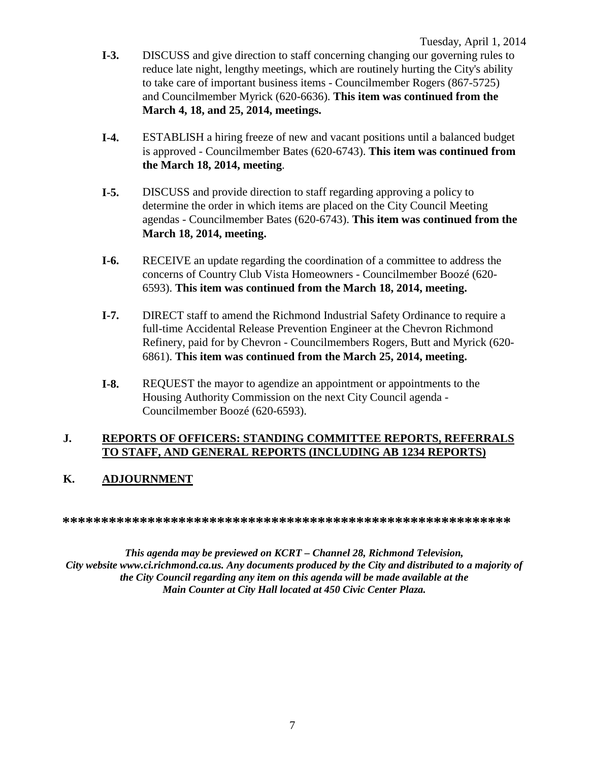**I-3.** DISCUSS and give direction to staff concerning changing our governing rules to reduce late night, lengthy meetings, which are routinely hurting the City's ability to take care of important business items - Councilmember Rogers (867-5725) and Councilmember Myrick (620-6636). **This item was continued from the March 4, 18, and 25, 2014, meetings.**

**I-4.** ESTABLISH a hiring freeze of new and vacant positions until a balanced budget is approved - Councilmember Bates (620-6743). **This item was continued from the March 18, 2014, meeting**.

**I-5.** DISCUSS and provide direction to staff regarding approving a policy to determine the order in which items are placed on the City Council Meeting agendas - Councilmember Bates (620-6743). **This item was continued from the March 18, 2014, meeting.**

**I-6.** RECEIVE an update regarding the coordination of a committee to address the concerns of Country Club Vista Homeowners - Councilmember Boozé (620-6593). **This item was continued from the March 18, 2014, meeting.**

**I-7.** DIRECT staff to amend the Richmond Industrial Safety Ordinance to require a full-time Accidental Release Prevention Engineer at the Chevron Richmond Refinery, paid for by Chevron - Councilmembers Rogers, Butt and Myrick (620-6861). **This item was continued from the March 25, 2014, meeting.**

**I-8.** REQUEST the mayor to agendize an appointment or appointments to the Housing Authority Commission on the next City Council agenda - Councilmember Boozé (620-6593).

## J. REPORTS OF OFFICERS: STANDING COMMITTEE REPORTS, REFERRALS TO STAFF, AND GENERAL REPORTS (INCLUDING AB 1234 REPORTS)

## K. ADJOURNMENT

**********************************************************

***This agenda may be previewed on KCRT – Channel 28, Richmond Television, City website www.ci.richmond.ca.us. Any documents produced by the City and distributed to a majority of the City Council regarding any item on this agenda will be made available at the Main Counter at City Hall located at 450 Civic Center Plaza.***